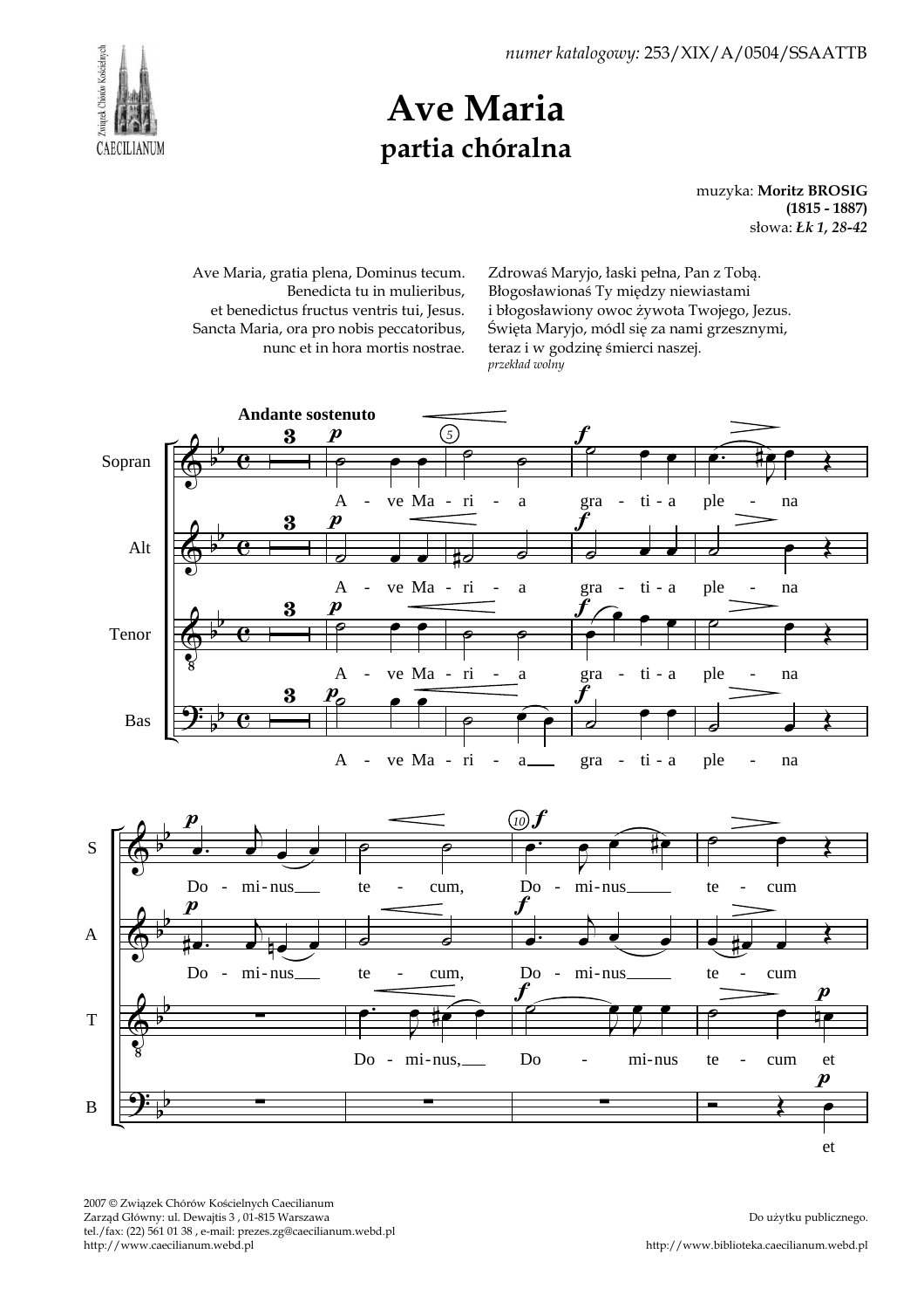*numer katalogowy:* 253/XIX/A/0504/SSAATTB

# Ave Maria
## partia chóralna

muzyka: **Moritz BROSIG**
**(1815 - 1887)**
słowa: ***Łk 1, 28-42***

Ave Maria, gratia plena, Dominus tecum.
Benedicta tu in mulieribus,
et benedictus fructus ventris tui, Jesus.
Sancta Maria, ora pro nobis peccatoribus,
nunc et in hora mortis nostrae.

Zdrowaś Maryjo, łaski pełna, Pan z Tobą.
Błogosławionaś Ty między niewiastami
i błogosławiony owoc żywota Twojego, Jezus.
Święta Maryjo, módl się za nami grzesznymi,
teraz i w godzinę śmierci naszej.
*przekład wolny*

2007 © Związek Chórów Kościelnych Caecilianum
Zarząd Główny: ul. Dewajtis 3 , 01-815 Warszawa
tel./fax: (22) 561 01 38 , e-mail: prezes.zg@caecilianum.webd.pl
http://www.caecilianum.webd.pl

Do użytku publicznego.

http://www.biblioteka.caecilianum.webd.pl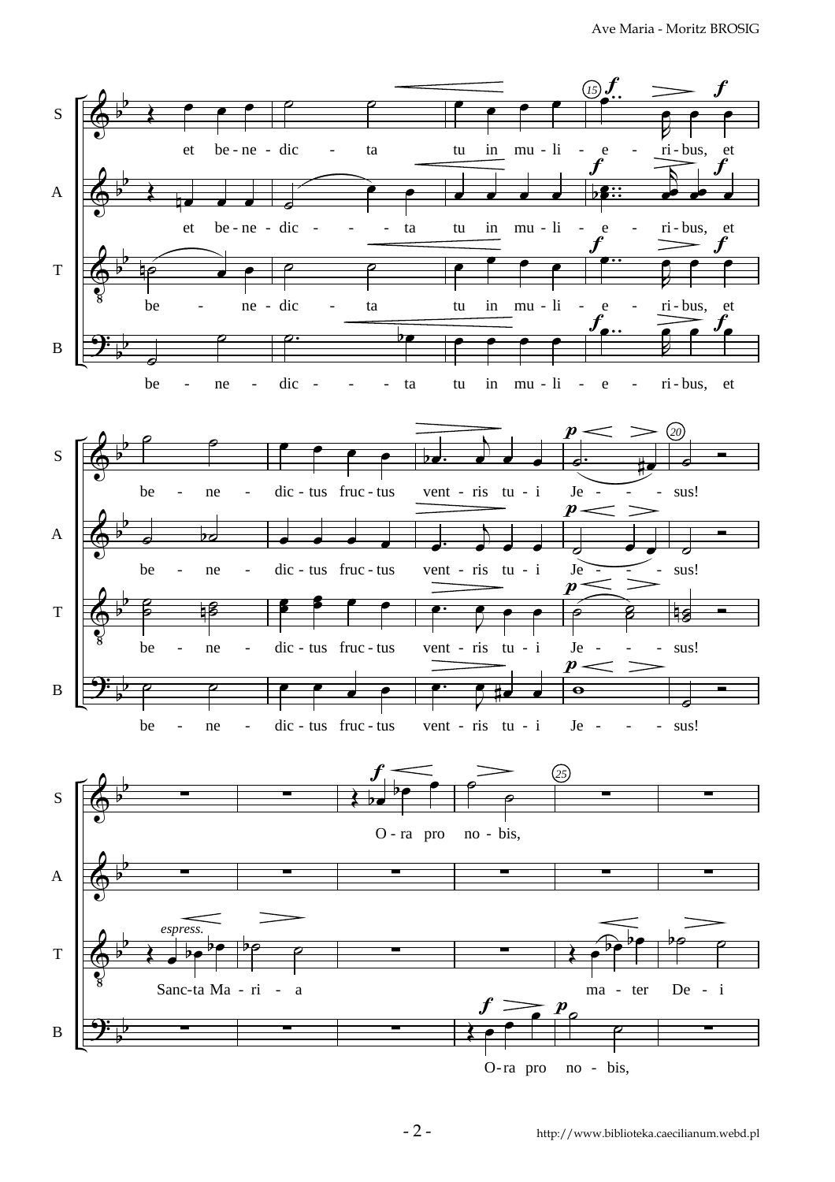S: et be-ne-dic - ta tu in mu-li - e - ri-bus, et

A: et be-ne-dic - - - ta tu in mu-li - e - ri-bus, et

T: be - ne-dic - ta tu in mu-li - e - ri-bus, et

B: be - ne - dic - - - ta tu in mu-li - e - ri-bus, et

S: be - ne - dic-tus fruc-tus vent-ris tu-i Je - - - sus!

A: be - ne - dic-tus fruc-tus vent-ris tu-i Je - - - sus!

T: be - ne - dic-tus fruc-tus vent-ris tu-i Je - - - sus!

B: be - ne - dic-tus fruc-tus vent-ris tu-i Je - - - sus!

S: O-ra pro no-bis,

T: *espress.* Sanc-ta Ma-ri - a ma-ter De - i

B: O-ra pro no - bis,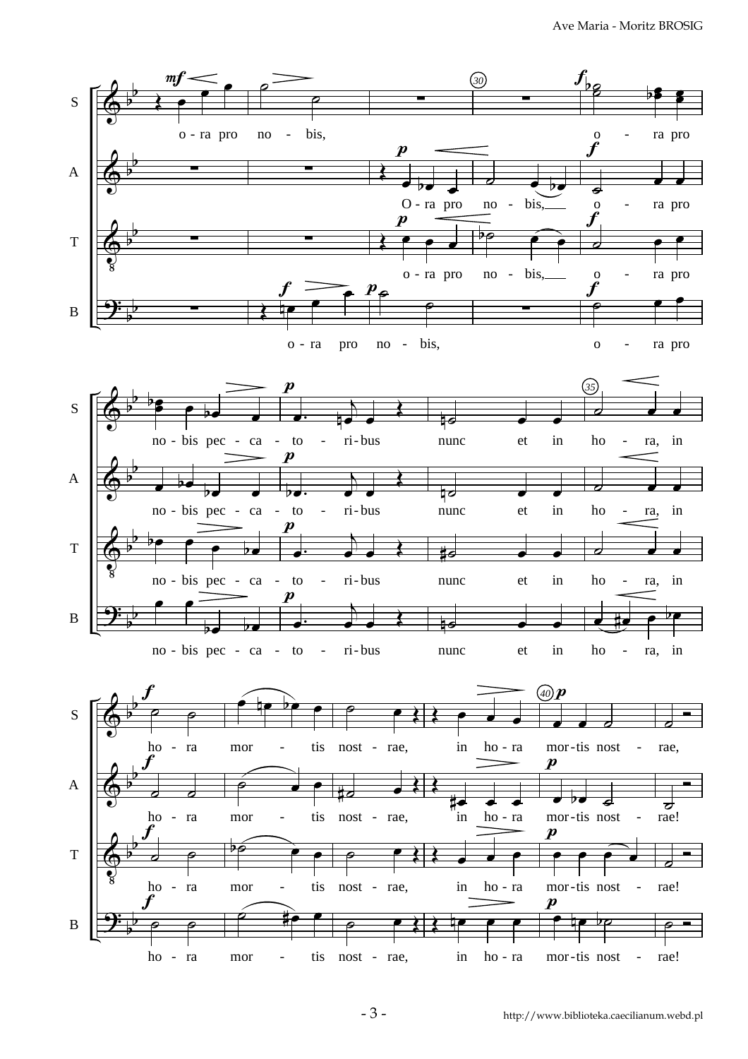S: o - ra pro no - bis, o - ra pro

A: O - ra pro no - bis, o - ra pro

T: o - ra pro no - bis, o - ra pro

B: o - ra pro no - bis, o - ra pro

S: no - bis pec - ca - to - ri - bus nunc et in ho - ra, in

A: no - bis pec - ca - to - ri - bus nunc et in ho - ra, in

T: no - bis pec - ca - to - ri - bus nunc et in ho - ra, in

B: no - bis pec - ca - to - ri - bus nunc et in ho - ra, in

S: ho - ra mor - tis nost - rae, in ho - ra mor - tis nost - rae,

A: ho - ra mor - tis nost - rae, in ho - ra mor - tis nost - rae!

T: ho - ra mor - tis nost - rae, in ho - ra mor - tis nost - rae!

B: ho - ra mor - tis nost - rae, in ho - ra mor - tis nost - rae!